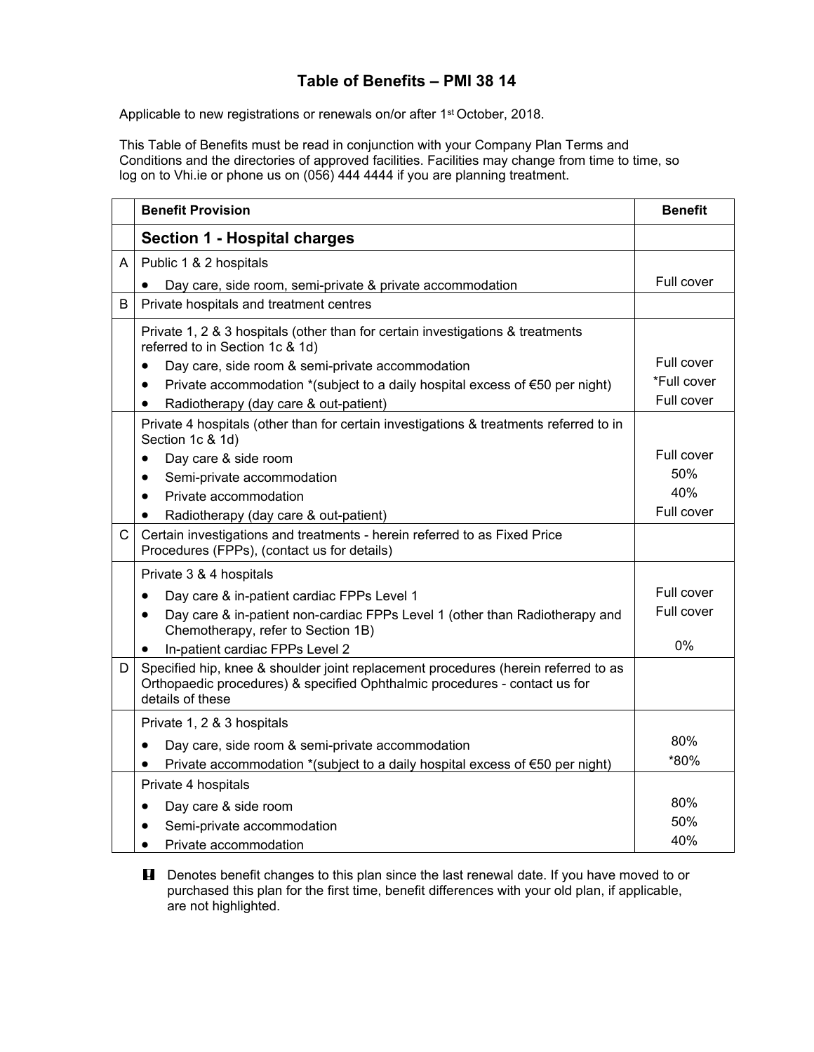# Table of Benefits – PMI 38 14

Applicable to new registrations or renewals on/or after 1st October, 2018.

This Table of Benefits must be read in conjunction with your Company Plan Terms and Conditions and the directories of approved facilities. Facilities may change from time to time, so log on to Vhi.ie or phone us on (056) 444 4444 if you are planning treatment.

| | Benefit Provision | Benefit |
|---|---|---|
| | **Section 1 - Hospital charges** | |
| A | Public 1 & 2 hospitals<br>• Day care, side room, semi-private & private accommodation | Full cover |
| B | Private hospitals and treatment centres | |
| | Private 1, 2 & 3 hospitals (other than for certain investigations & treatments referred to in Section 1c & 1d)<br>• Day care, side room & semi-private accommodation<br>• Private accommodation *(subject to a daily hospital excess of €50 per night)<br>• Radiotherapy (day care & out-patient) | Full cover<br>*Full cover<br>Full cover |
| | Private 4 hospitals (other than for certain investigations & treatments referred to in Section 1c & 1d)<br>• Day care & side room<br>• Semi-private accommodation<br>• Private accommodation<br>• Radiotherapy (day care & out-patient) | Full cover<br>50%<br>40%<br>Full cover |
| C | Certain investigations and treatments - herein referred to as Fixed Price Procedures (FPPs), (contact us for details) | |
| | Private 3 & 4 hospitals<br>• Day care & in-patient cardiac FPPs Level 1<br>• Day care & in-patient non-cardiac FPPs Level 1 (other than Radiotherapy and Chemotherapy, refer to Section 1B)<br>• In-patient cardiac FPPs Level 2 | Full cover<br>Full cover<br>0% |
| D | Specified hip, knee & shoulder joint replacement procedures (herein referred to as Orthopaedic procedures) & specified Ophthalmic procedures - contact us for details of these | |
| | Private 1, 2 & 3 hospitals<br>• Day care, side room & semi-private accommodation<br>• Private accommodation *(subject to a daily hospital excess of €50 per night) | 80%<br>*80% |
| | Private 4 hospitals<br>• Day care & side room<br>• Semi-private accommodation<br>• Private accommodation | 80%<br>50%<br>40% |

**!** Denotes benefit changes to this plan since the last renewal date. If you have moved to or purchased this plan for the first time, benefit differences with your old plan, if applicable, are not highlighted.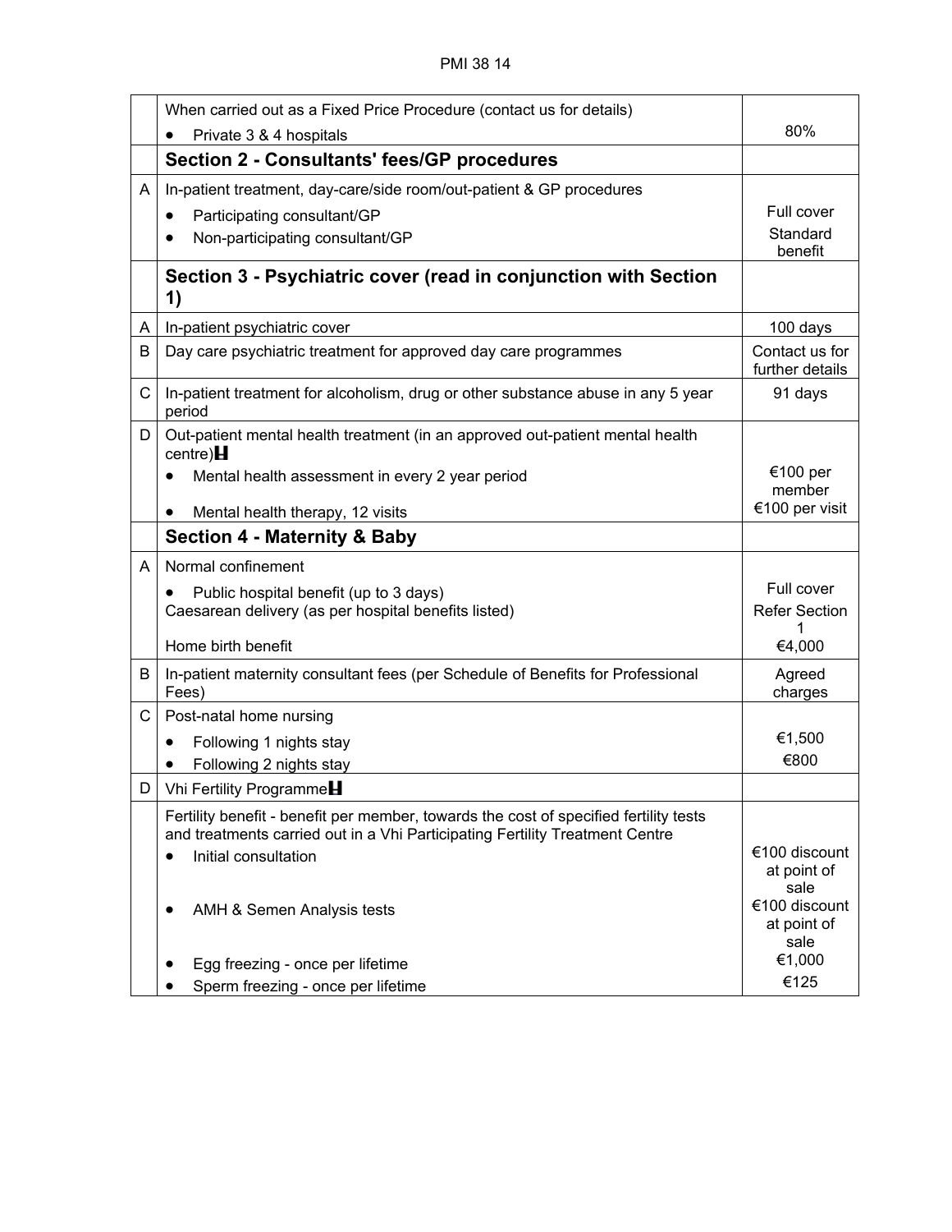| | | |
|---|---|---|
| | When carried out as a Fixed Price Procedure (contact us for details)<br>• Private 3 & 4 hospitals | 80% |
| | **Section 2 - Consultants' fees/GP procedures** | |
| A | In-patient treatment, day-care/side room/out-patient & GP procedures<br>• Participating consultant/GP<br>• Non-participating consultant/GP | Full cover<br>Standard benefit |
| | **Section 3 - Psychiatric cover (read in conjunction with Section 1)** | |
| A | In-patient psychiatric cover | 100 days |
| B | Day care psychiatric treatment for approved day care programmes | Contact us for further details |
| C | In-patient treatment for alcoholism, drug or other substance abuse in any 5 year period | 91 days |
| D | Out-patient mental health treatment (in an approved out-patient mental health centre)<br>• Mental health assessment in every 2 year period<br>• Mental health therapy, 12 visits | €100 per member<br>€100 per visit |
| | **Section 4 - Maternity & Baby** | |
| A | Normal confinement<br>• Public hospital benefit (up to 3 days)<br>Caesarean delivery (as per hospital benefits listed)<br>Home birth benefit | Full cover<br>Refer Section 1<br>€4,000 |
| B | In-patient maternity consultant fees (per Schedule of Benefits for Professional Fees) | Agreed charges |
| C | Post-natal home nursing<br>• Following 1 nights stay<br>• Following 2 nights stay | €1,500<br>€800 |
| D | Vhi Fertility Programme | |
| | Fertility benefit - benefit per member, towards the cost of specified fertility tests and treatments carried out in a Vhi Participating Fertility Treatment Centre<br>• Initial consultation<br>• AMH & Semen Analysis tests<br>• Egg freezing - once per lifetime<br>• Sperm freezing - once per lifetime | €100 discount at point of sale<br>€100 discount at point of sale<br>€1,000<br>€125 |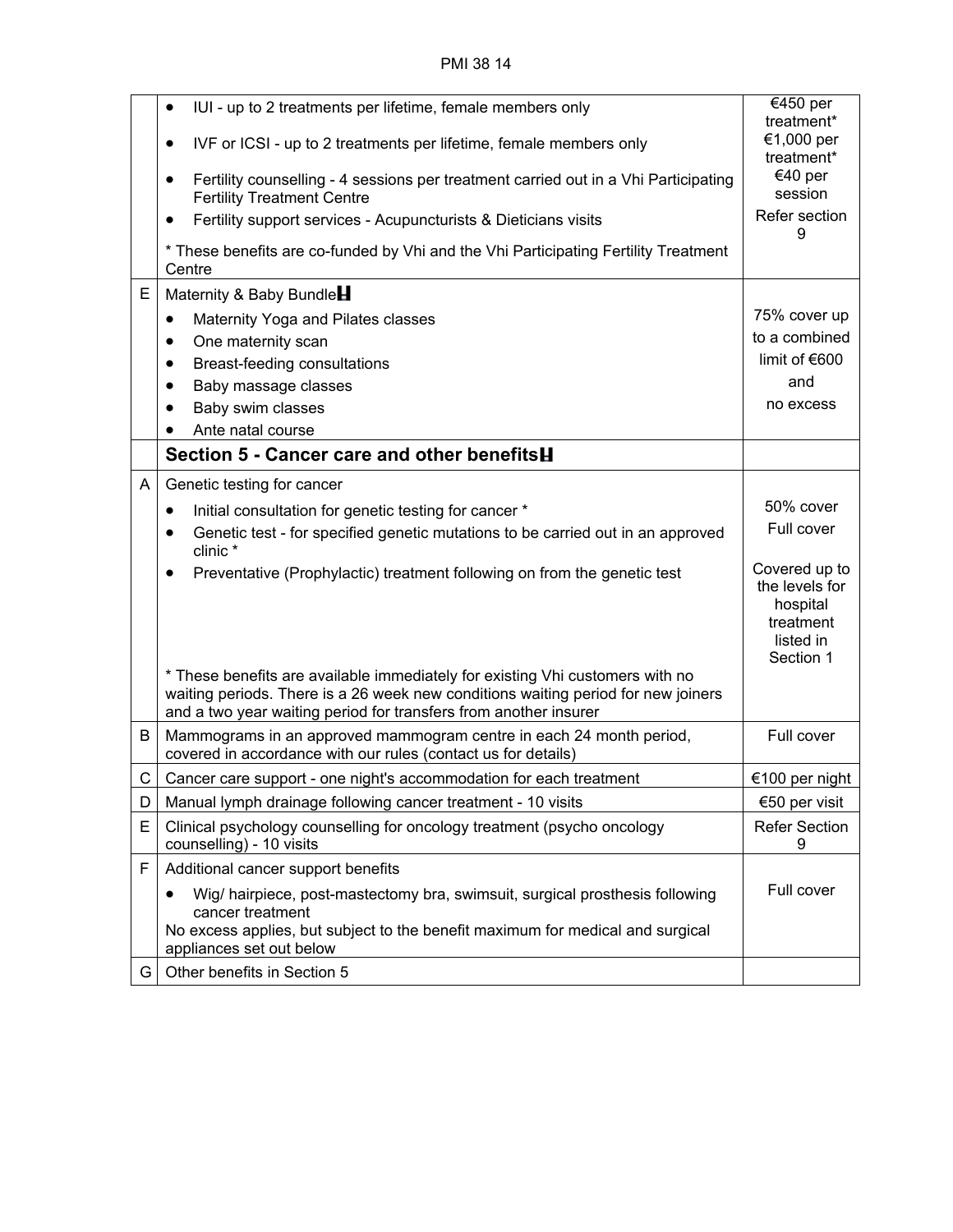|  |  |  |
|---|---|---|
|  | • IUI - up to 2 treatments per lifetime, female members only<br>• IVF or ICSI - up to 2 treatments per lifetime, female members only<br>• Fertility counselling - 4 sessions per treatment carried out in a Vhi Participating Fertility Treatment Centre<br>• Fertility support services - Acupuncturists & Dieticians visits<br>* These benefits are co-funded by Vhi and the Vhi Participating Fertility Treatment Centre | €450 per treatment*<br>€1,000 per treatment*<br>€40 per session<br>Refer section 9 |
| E | Maternity & Baby Bundle<br>• Maternity Yoga and Pilates classes<br>• One maternity scan<br>• Breast-feeding consultations<br>• Baby massage classes<br>• Baby swim classes<br>• Ante natal course | 75% cover up to a combined limit of €600 and no excess |
|  | **Section 5 - Cancer care and other benefits** |  |
| A | Genetic testing for cancer<br>• Initial consultation for genetic testing for cancer *<br>• Genetic test - for specified genetic mutations to be carried out in an approved clinic *<br>• Preventative (Prophylactic) treatment following on from the genetic test<br>* These benefits are available immediately for existing Vhi customers with no waiting periods. There is a 26 week new conditions waiting period for new joiners and a two year waiting period for transfers from another insurer | 50% cover<br>Full cover<br>Covered up to the levels for hospital treatment listed in Section 1 |
| B | Mammograms in an approved mammogram centre in each 24 month period, covered in accordance with our rules (contact us for details) | Full cover |
| C | Cancer care support - one night's accommodation for each treatment | €100 per night |
| D | Manual lymph drainage following cancer treatment - 10 visits | €50 per visit |
| E | Clinical psychology counselling for oncology treatment (psycho oncology counselling) - 10 visits | Refer Section 9 |
| F | Additional cancer support benefits<br>• Wig/ hairpiece, post-mastectomy bra, swimsuit, surgical prosthesis following cancer treatment<br>No excess applies, but subject to the benefit maximum for medical and surgical appliances set out below | Full cover |
| G | Other benefits in Section 5 |  |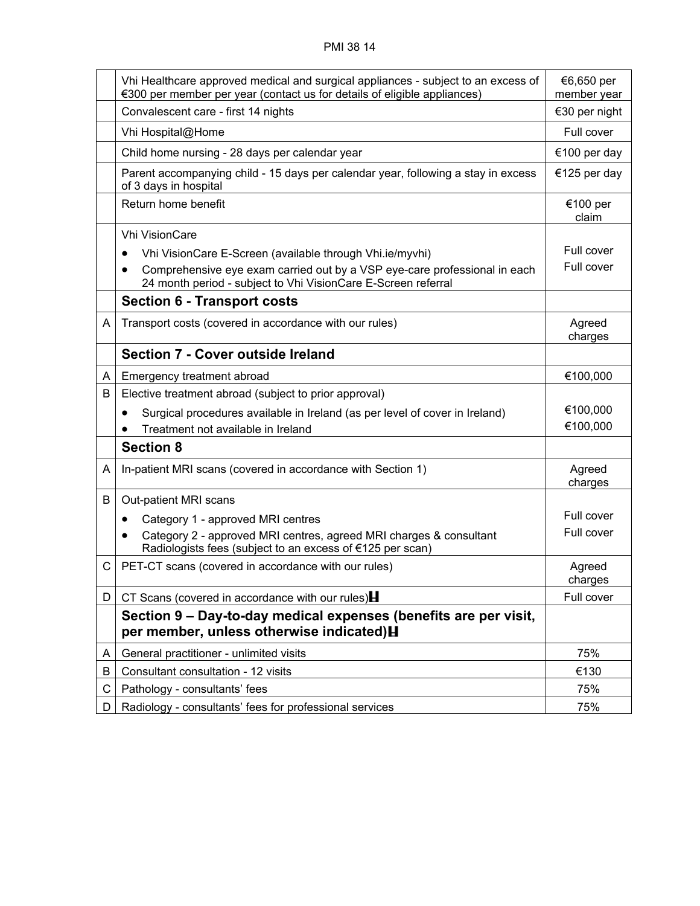| | | |
|---|---|---|
| | Vhi Healthcare approved medical and surgical appliances - subject to an excess of €300 per member per year (contact us for details of eligible appliances) | €6,650 per member year |
| | Convalescent care - first 14 nights | €30 per night |
| | Vhi Hospital@Home | Full cover |
| | Child home nursing - 28 days per calendar year | €100 per day |
| | Parent accompanying child - 15 days per calendar year, following a stay in excess of 3 days in hospital | €125 per day |
| | Return home benefit | €100 per claim |
| | Vhi VisionCare<br>• Vhi VisionCare E-Screen (available through Vhi.ie/myvhi)<br>• Comprehensive eye exam carried out by a VSP eye-care professional in each 24 month period - subject to Vhi VisionCare E-Screen referral | <br>Full cover<br>Full cover |
| | **Section 6 - Transport costs** | |
| A | Transport costs (covered in accordance with our rules) | Agreed charges |
| | **Section 7 - Cover outside Ireland** | |
| A | Emergency treatment abroad | €100,000 |
| B | Elective treatment abroad (subject to prior approval)<br>• Surgical procedures available in Ireland (as per level of cover in Ireland)<br>• Treatment not available in Ireland | <br>€100,000<br>€100,000 |
| | **Section 8** | |
| A | In-patient MRI scans (covered in accordance with Section 1) | Agreed charges |
| B | Out-patient MRI scans<br>• Category 1 - approved MRI centres<br>• Category 2 - approved MRI centres, agreed MRI charges & consultant Radiologists fees (subject to an excess of €125 per scan) | <br>Full cover<br>Full cover |
| C | PET-CT scans (covered in accordance with our rules) | Agreed charges |
| D | CT Scans (covered in accordance with our rules)H | Full cover |
| | **Section 9 – Day-to-day medical expenses (benefits are per visit, per member, unless otherwise indicated)H** | |
| A | General practitioner - unlimited visits | 75% |
| B | Consultant consultation - 12 visits | €130 |
| C | Pathology - consultants' fees | 75% |
| D | Radiology - consultants' fees for professional services | 75% |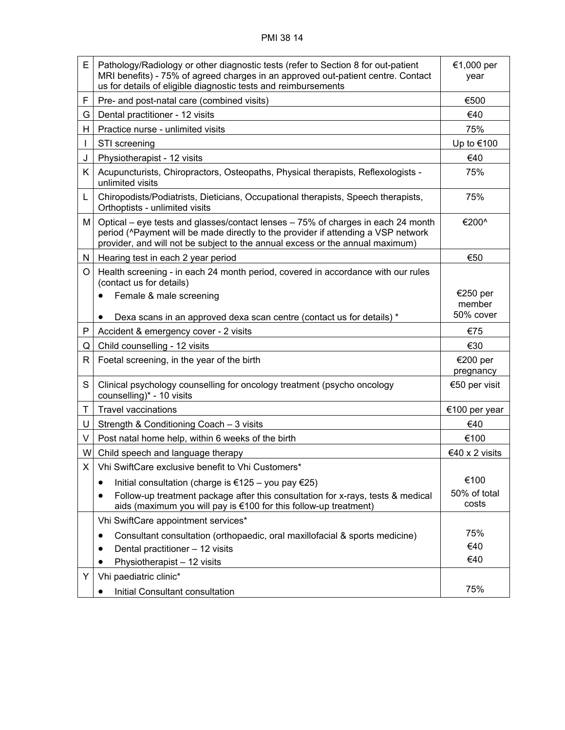| | | |
|---|---|---|
| E | Pathology/Radiology or other diagnostic tests (refer to Section 8 for out-patient MRI benefits) - 75% of agreed charges in an approved out-patient centre. Contact us for details of eligible diagnostic tests and reimbursements | €1,000 per year |
| F | Pre- and post-natal care (combined visits) | €500 |
| G | Dental practitioner - 12 visits | €40 |
| H | Practice nurse - unlimited visits | 75% |
| I | STI screening | Up to €100 |
| J | Physiotherapist - 12 visits | €40 |
| K | Acupuncturists, Chiropractors, Osteopaths, Physical therapists, Reflexologists - unlimited visits | 75% |
| L | Chiropodists/Podiatrists, Dieticians, Occupational therapists, Speech therapists, Orthoptists - unlimited visits | 75% |
| M | Optical – eye tests and glasses/contact lenses – 75% of charges in each 24 month period (^Payment will be made directly to the provider if attending a VSP network provider, and will not be subject to the annual excess or the annual maximum) | €200^ |
| N | Hearing test in each 2 year period | €50 |
| O | Health screening - in each 24 month period, covered in accordance with our rules (contact us for details)<br>• Female & male screening<br>• Dexa scans in an approved dexa scan centre (contact us for details) * | <br>€250 per member<br>50% cover |
| P | Accident & emergency cover - 2 visits | €75 |
| Q | Child counselling - 12 visits | €30 |
| R | Foetal screening, in the year of the birth | €200 per pregnancy |
| S | Clinical psychology counselling for oncology treatment (psycho oncology counselling)* - 10 visits | €50 per visit |
| T | Travel vaccinations | €100 per year |
| U | Strength & Conditioning Coach – 3 visits | €40 |
| V | Post natal home help, within 6 weeks of the birth | €100 |
| W | Child speech and language therapy | €40 x 2 visits |
| X | Vhi SwiftCare exclusive benefit to Vhi Customers*<br>• Initial consultation (charge is €125 – you pay €25)<br>• Follow-up treatment package after this consultation for x-rays, tests & medical aids (maximum you will pay is €100 for this follow-up treatment) | <br>€100<br>50% of total costs |
| | Vhi SwiftCare appointment services*<br>• Consultant consultation (orthopaedic, oral maxillofacial & sports medicine)<br>• Dental practitioner – 12 visits<br>• Physiotherapist – 12 visits | <br>75%<br>€40<br>€40 |
| Y | Vhi paediatric clinic*<br>• Initial Consultant consultation | <br>75% |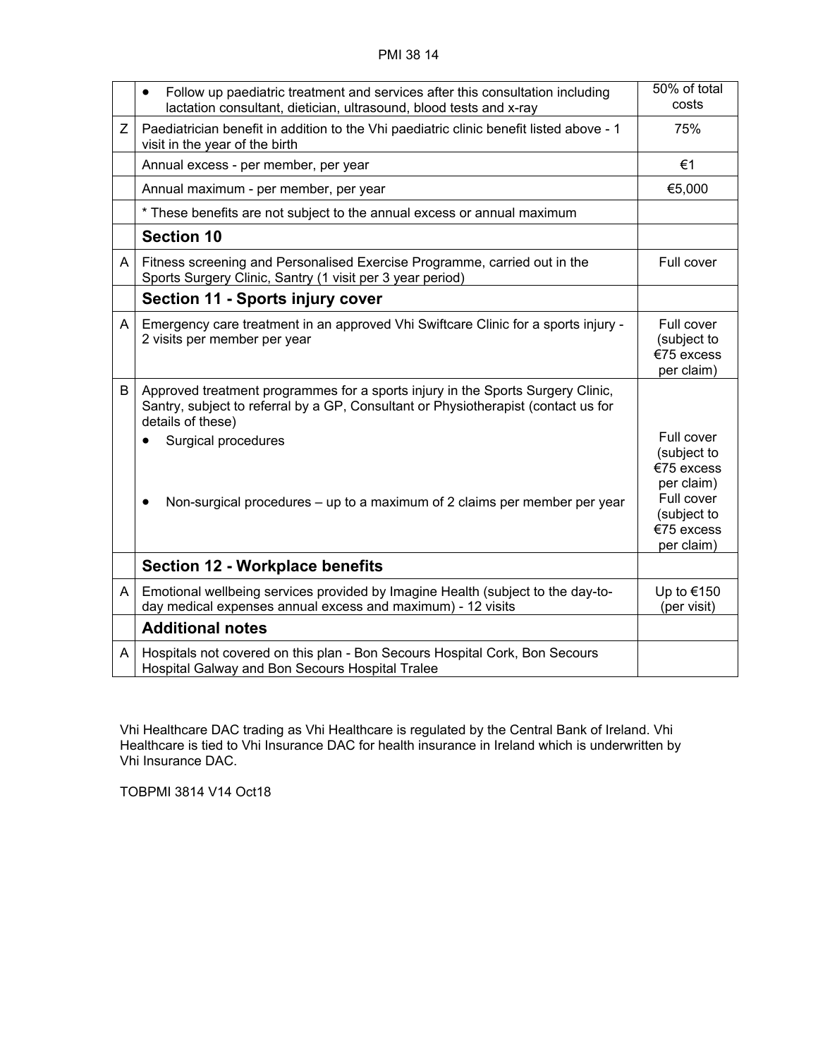| | | |
|---|---|---|
| | • Follow up paediatric treatment and services after this consultation including lactation consultant, dietician, ultrasound, blood tests and x-ray | 50% of total costs |
| Z | Paediatrician benefit in addition to the Vhi paediatric clinic benefit listed above - 1 visit in the year of the birth | 75% |
| | Annual excess - per member, per year | €1 |
| | Annual maximum - per member, per year | €5,000 |
| | * These benefits are not subject to the annual excess or annual maximum | |
| | **Section 10** | |
| A | Fitness screening and Personalised Exercise Programme, carried out in the Sports Surgery Clinic, Santry (1 visit per 3 year period) | Full cover |
| | **Section 11 - Sports injury cover** | |
| A | Emergency care treatment in an approved Vhi Swiftcare Clinic for a sports injury - 2 visits per member per year | Full cover (subject to €75 excess per claim) |
| B | Approved treatment programmes for a sports injury in the Sports Surgery Clinic, Santry, subject to referral by a GP, Consultant or Physiotherapist (contact us for details of these) | |
| | • Surgical procedures | Full cover (subject to €75 excess per claim) |
| | • Non-surgical procedures – up to a maximum of 2 claims per member per year | Full cover (subject to €75 excess per claim) |
| | **Section 12 - Workplace benefits** | |
| A | Emotional wellbeing services provided by Imagine Health (subject to the day-to-day medical expenses annual excess and maximum) - 12 visits | Up to €150 (per visit) |
| | **Additional notes** | |
| A | Hospitals not covered on this plan - Bon Secours Hospital Cork, Bon Secours Hospital Galway and Bon Secours Hospital Tralee | |

Vhi Healthcare DAC trading as Vhi Healthcare is regulated by the Central Bank of Ireland. Vhi Healthcare is tied to Vhi Insurance DAC for health insurance in Ireland which is underwritten by Vhi Insurance DAC.

TOBPMI 3814 V14 Oct18